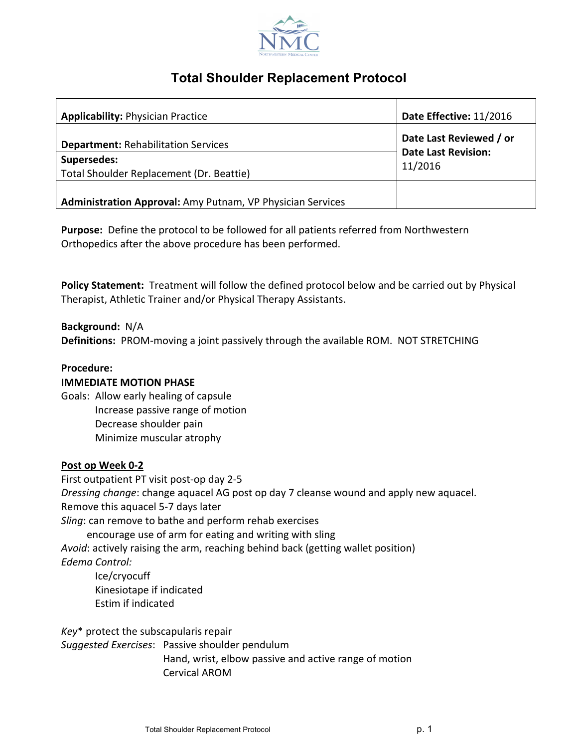# Total Shoulder Replacement Protocol

| Applicability: Physician Practice | Date Effective: 11/2016 |
|---|---|
| Department: Rehabilitation Services | Date Last Reviewed / or Date Last Revision: 11/2016 |
| Supersedes: Total Shoulder Replacement (Dr. Beattie) | |
| Administration Approval: Amy Putnam, VP Physician Services | |

**Purpose:** Define the protocol to be followed for all patients referred from Northwestern Orthopedics after the above procedure has been performed.

**Policy Statement:** Treatment will follow the defined protocol below and be carried out by Physical Therapist, Athletic Trainer and/or Physical Therapy Assistants.

**Background:** N/A

**Definitions:** PROM-moving a joint passively through the available ROM. NOT STRETCHING

**Procedure:**

**IMMEDIATE MOTION PHASE**

Goals: Allow early healing of capsule
- Increase passive range of motion
- Decrease shoulder pain
- Minimize muscular atrophy

**Post op Week 0-2**

First outpatient PT visit post-op day 2-5

*Dressing change*: change aquacel AG post op day 7 cleanse wound and apply new aquacel. Remove this aquacel 5-7 days later

*Sling*: can remove to bathe and perform rehab exercises
- encourage use of arm for eating and writing with sling

*Avoid*: actively raising the arm, reaching behind back (getting wallet position)

*Edema Control:*
- Ice/cryocuff
- Kinesiotape if indicated
- Estim if indicated

*Key** protect the subscapularis repair

*Suggested Exercises*:
- Passive shoulder pendulum
- Hand, wrist, elbow passive and active range of motion
- Cervical AROM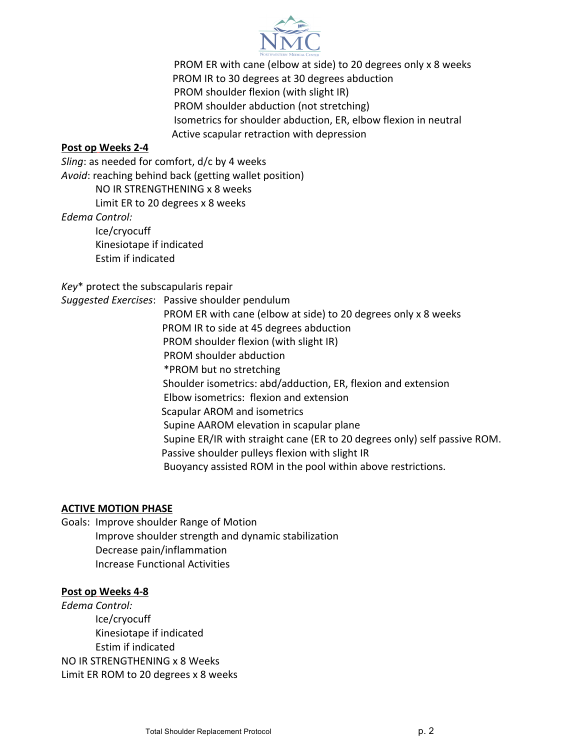PROM ER with cane (elbow at side) to 20 degrees only x 8 weeks
PROM IR to 30 degrees at 30 degrees abduction
PROM shoulder flexion (with slight IR)
PROM shoulder abduction (not stretching)
Isometrics for shoulder abduction, ER, elbow flexion in neutral
Active scapular retraction with depression

**Post op Weeks 2-4**

*Sling*: as needed for comfort, d/c by 4 weeks

*Avoid*: reaching behind back (getting wallet position)
NO IR STRENGTHENING x 8 weeks
Limit ER to 20 degrees x 8 weeks

*Edema Control:*
Ice/cryocuff
Kinesiotape if indicated
Estim if indicated

*Key** protect the subscapularis repair

*Suggested Exercises*: Passive shoulder pendulum
PROM ER with cane (elbow at side) to 20 degrees only x 8 weeks
PROM IR to side at 45 degrees abduction
PROM shoulder flexion (with slight IR)
PROM shoulder abduction
*PROM but no stretching
Shoulder isometrics: abd/adduction, ER, flexion and extension
Elbow isometrics: flexion and extension
Scapular AROM and isometrics
Supine AAROM elevation in scapular plane
Supine ER/IR with straight cane (ER to 20 degrees only) self passive ROM.
Passive shoulder pulleys flexion with slight IR
Buoyancy assisted ROM in the pool within above restrictions.

**ACTIVE MOTION PHASE**

Goals: Improve shoulder Range of Motion
Improve shoulder strength and dynamic stabilization
Decrease pain/inflammation
Increase Functional Activities

**Post op Weeks 4-8**

*Edema Control:*
Ice/cryocuff
Kinesiotape if indicated
Estim if indicated

NO IR STRENGTHENING x 8 Weeks
Limit ER ROM to 20 degrees x 8 weeks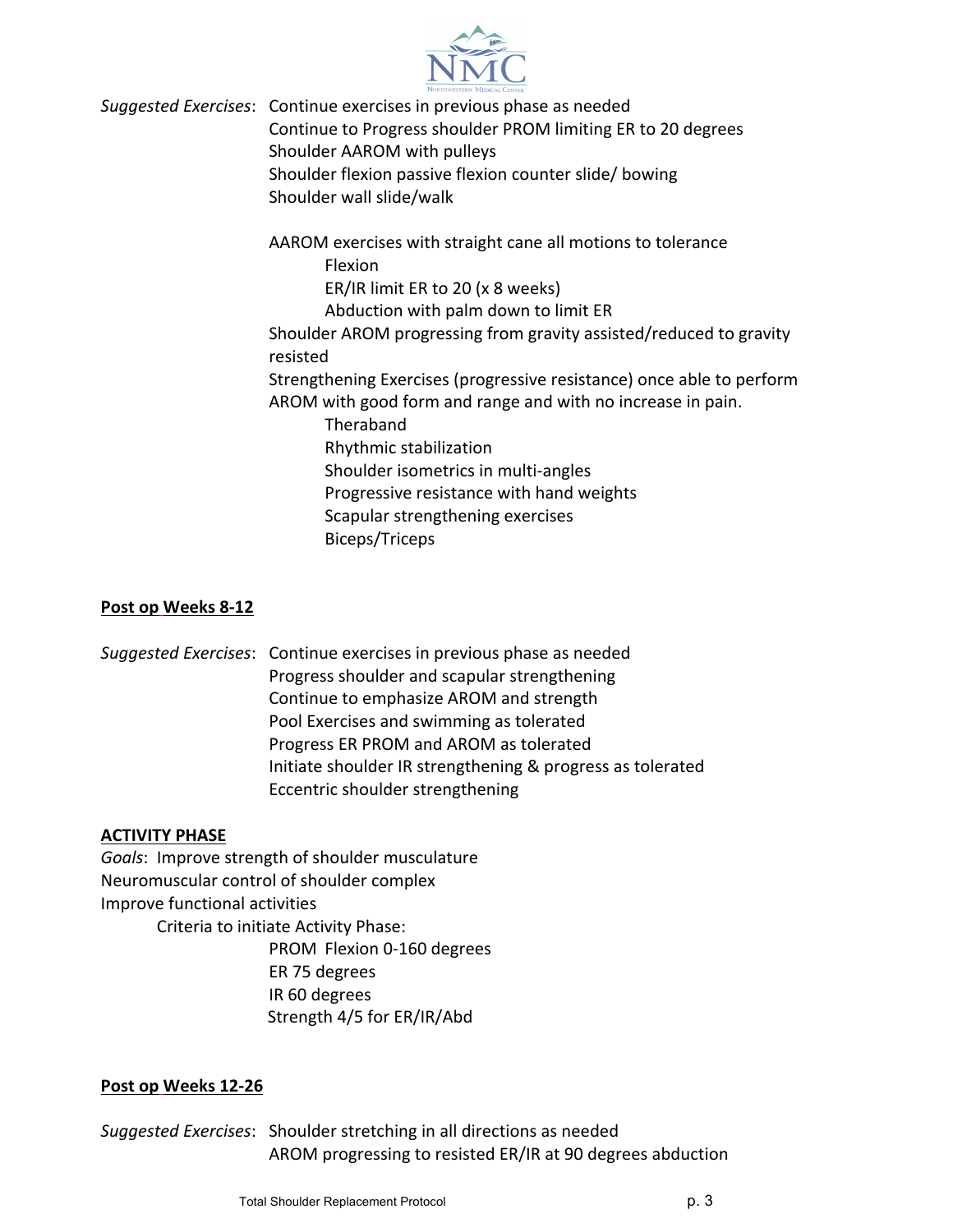*Suggested Exercises*: Continue exercises in previous phase as needed
Continue to Progress shoulder PROM limiting ER to 20 degrees
Shoulder AAROM with pulleys
Shoulder flexion passive flexion counter slide/ bowing
Shoulder wall slide/walk

AAROM exercises with straight cane all motions to tolerance
- Flexion
- ER/IR limit ER to 20 (x 8 weeks)
- Abduction with palm down to limit ER

Shoulder AROM progressing from gravity assisted/reduced to gravity resisted
Strengthening Exercises (progressive resistance) once able to perform AROM with good form and range and with no increase in pain.
- Theraband
- Rhythmic stabilization
- Shoulder isometrics in multi-angles
- Progressive resistance with hand weights
- Scapular strengthening exercises
- Biceps/Triceps

**Post op Weeks 8-12**

*Suggested Exercises*: Continue exercises in previous phase as needed
Progress shoulder and scapular strengthening
Continue to emphasize AROM and strength
Pool Exercises and swimming as tolerated
Progress ER PROM and AROM as tolerated
Initiate shoulder IR strengthening & progress as tolerated
Eccentric shoulder strengthening

**ACTIVITY PHASE**

*Goals*: Improve strength of shoulder musculature
Neuromuscular control of shoulder complex
Improve functional activities

Criteria to initiate Activity Phase:
- PROM Flexion 0-160 degrees
- ER 75 degrees
- IR 60 degrees
- Strength 4/5 for ER/IR/Abd

**Post op Weeks 12-26**

*Suggested Exercises*: Shoulder stretching in all directions as needed
AROM progressing to resisted ER/IR at 90 degrees abduction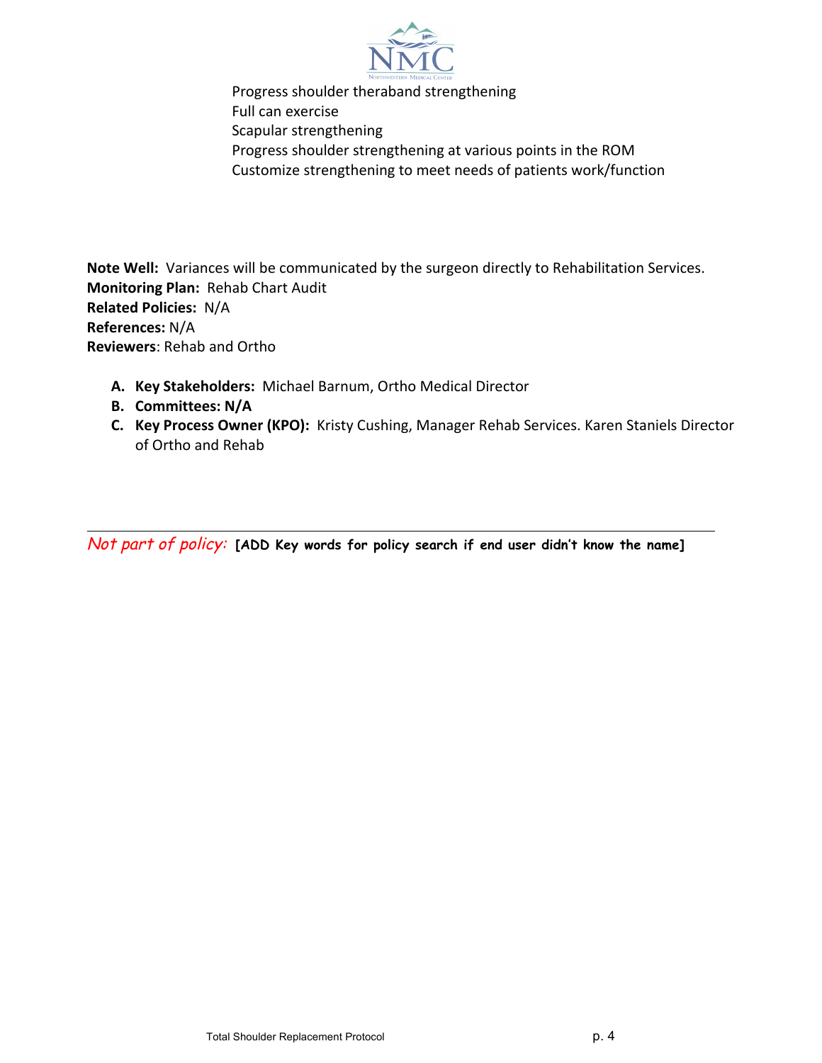Progress shoulder theraband strengthening
Full can exercise
Scapular strengthening
Progress shoulder strengthening at various points in the ROM
Customize strengthening to meet needs of patients work/function

**Note Well:** Variances will be communicated by the surgeon directly to Rehabilitation Services.
**Monitoring Plan:** Rehab Chart Audit
**Related Policies:** N/A
**References:** N/A
**Reviewers**: Rehab and Ortho

A. **Key Stakeholders:** Michael Barnum, Ortho Medical Director
B. **Committees: N/A**
C. **Key Process Owner (KPO):** Kristy Cushing, Manager Rehab Services. Karen Staniels Director of Ortho and Rehab

---

*Not part of policy:* **[ADD Key words for policy search if end user didn't know the name]**